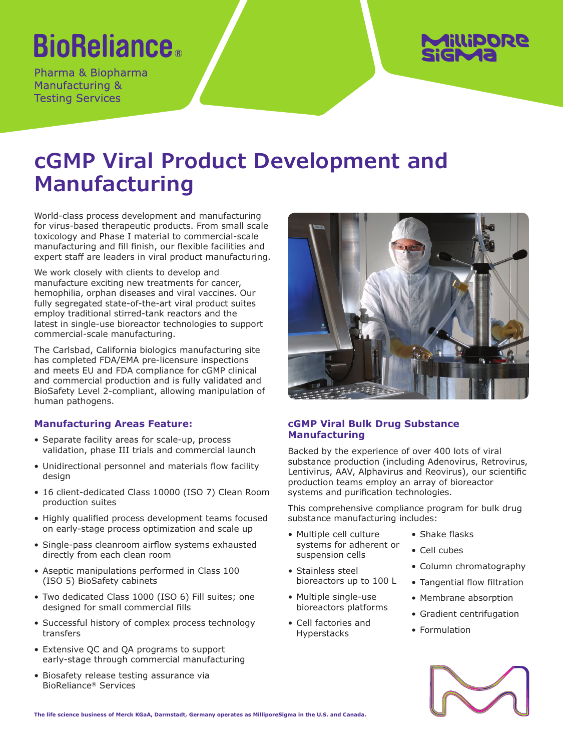BioReliance®

Pharma & Biopharma Manufacturing & Testing Services

MilliporeSigma

# cGMP Viral Product Development and Manufacturing

World-class process development and manufacturing for virus-based therapeutic products. From small scale toxicology and Phase I material to commercial-scale manufacturing and fill finish, our flexible facilities and expert staff are leaders in viral product manufacturing.

We work closely with clients to develop and manufacture exciting new treatments for cancer, hemophilia, orphan diseases and viral vaccines. Our fully segregated state-of-the-art viral product suites employ traditional stirred-tank reactors and the latest in single-use bioreactor technologies to support commercial-scale manufacturing.

The Carlsbad, California biologics manufacturing site has completed FDA/EMA pre-licensure inspections and meets EU and FDA compliance for cGMP clinical and commercial production and is fully validated and BioSafety Level 2-compliant, allowing manipulation of human pathogens.

### Manufacturing Areas Feature:

- Separate facility areas for scale-up, process validation, phase III trials and commercial launch
- Unidirectional personnel and materials flow facility design
- 16 client-dedicated Class 10000 (ISO 7) Clean Room production suites
- Highly qualified process development teams focused on early-stage process optimization and scale up
- Single-pass cleanroom airflow systems exhausted directly from each clean room
- Aseptic manipulations performed in Class 100 (ISO 5) BioSafety cabinets
- Two dedicated Class 1000 (ISO 6) Fill suites; one designed for small commercial fills
- Successful history of complex process technology transfers
- Extensive QC and QA programs to support early-stage through commercial manufacturing
- Biosafety release testing assurance via BioReliance® Services

### cGMP Viral Bulk Drug Substance Manufacturing

Backed by the experience of over 400 lots of viral substance production (including Adenovirus, Retrovirus, Lentivirus, AAV, Alphavirus and Reovirus), our scientific production teams employ an array of bioreactor systems and purification technologies.

This comprehensive compliance program for bulk drug substance manufacturing includes:

- Multiple cell culture systems for adherent or suspension cells
- Stainless steel bioreactors up to 100 L
- Multiple single-use bioreactors platforms
- Cell factories and Hyperstacks
- Shake flasks
- Cell cubes
- Column chromatography
- Tangential flow filtration
- Membrane absorption
- Gradient centrifugation
- Formulation

**The life science business of Merck KGaA, Darmstadt, Germany operates as MilliporeSigma in the U.S. and Canada.**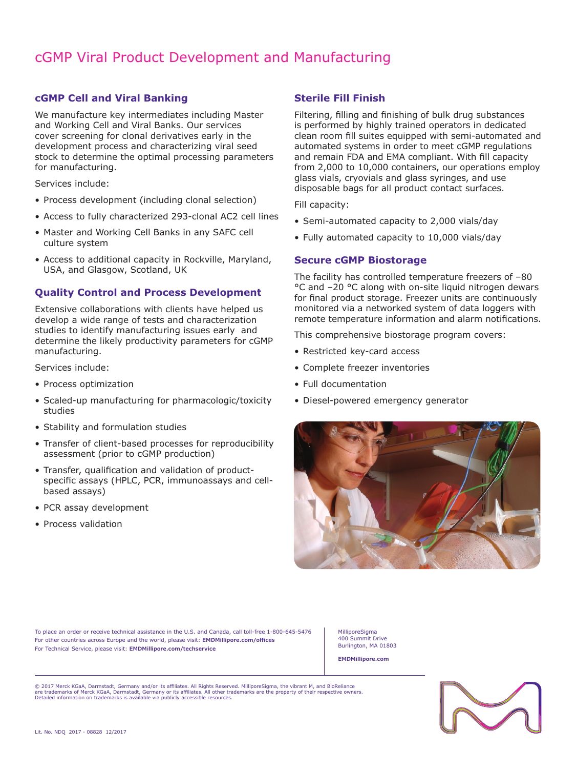# cGMP Viral Product Development and Manufacturing

## cGMP Cell and Viral Banking

We manufacture key intermediates including Master and Working Cell and Viral Banks. Our services cover screening for clonal derivatives early in the development process and characterizing viral seed stock to determine the optimal processing parameters for manufacturing.

Services include:

- Process development (including clonal selection)
- Access to fully characterized 293-clonal AC2 cell lines
- Master and Working Cell Banks in any SAFC cell culture system
- Access to additional capacity in Rockville, Maryland, USA, and Glasgow, Scotland, UK

## Quality Control and Process Development

Extensive collaborations with clients have helped us develop a wide range of tests and characterization studies to identify manufacturing issues early and determine the likely productivity parameters for cGMP manufacturing.

Services include:

- Process optimization
- Scaled-up manufacturing for pharmacologic/toxicity studies
- Stability and formulation studies
- Transfer of client-based processes for reproducibility assessment (prior to cGMP production)
- Transfer, qualification and validation of product-specific assays (HPLC, PCR, immunoassays and cell-based assays)
- PCR assay development
- Process validation

## Sterile Fill Finish

Filtering, filling and finishing of bulk drug substances is performed by highly trained operators in dedicated clean room fill suites equipped with semi-automated and automated systems in order to meet cGMP regulations and remain FDA and EMA compliant. With fill capacity from 2,000 to 10,000 containers, our operations employ glass vials, cryovials and glass syringes, and use disposable bags for all product contact surfaces.

Fill capacity:

- Semi-automated capacity to 2,000 vials/day
- Fully automated capacity to 10,000 vials/day

## Secure cGMP Biostorage

The facility has controlled temperature freezers of –80 °C and –20 °C along with on-site liquid nitrogen dewars for final product storage. Freezer units are continuously monitored via a networked system of data loggers with remote temperature information and alarm notifications.

This comprehensive biostorage program covers:

- Restricted key-card access
- Complete freezer inventories
- Full documentation
- Diesel-powered emergency generator

To place an order or receive technical assistance in the U.S. and Canada, call toll-free 1-800-645-5476
For other countries across Europe and the world, please visit: **EMDMillipore.com/offices**
For Technical Service, please visit: **EMDMillipore.com/techservice**

MilliporeSigma
400 Summit Drive
Burlington, MA 01803

**EMDMillipore.com**

© 2017 Merck KGaA, Darmstadt, Germany and/or its affiliates. All Rights Reserved. MilliporeSigma, the vibrant M, and BioReliance are trademarks of Merck KGaA, Darmstadt, Germany or its affiliates. All other trademarks are the property of their respective owners. Detailed information on trademarks is available via publicly accessible resources.

Lit. No. NDQ 2017 - 08828 12/2017